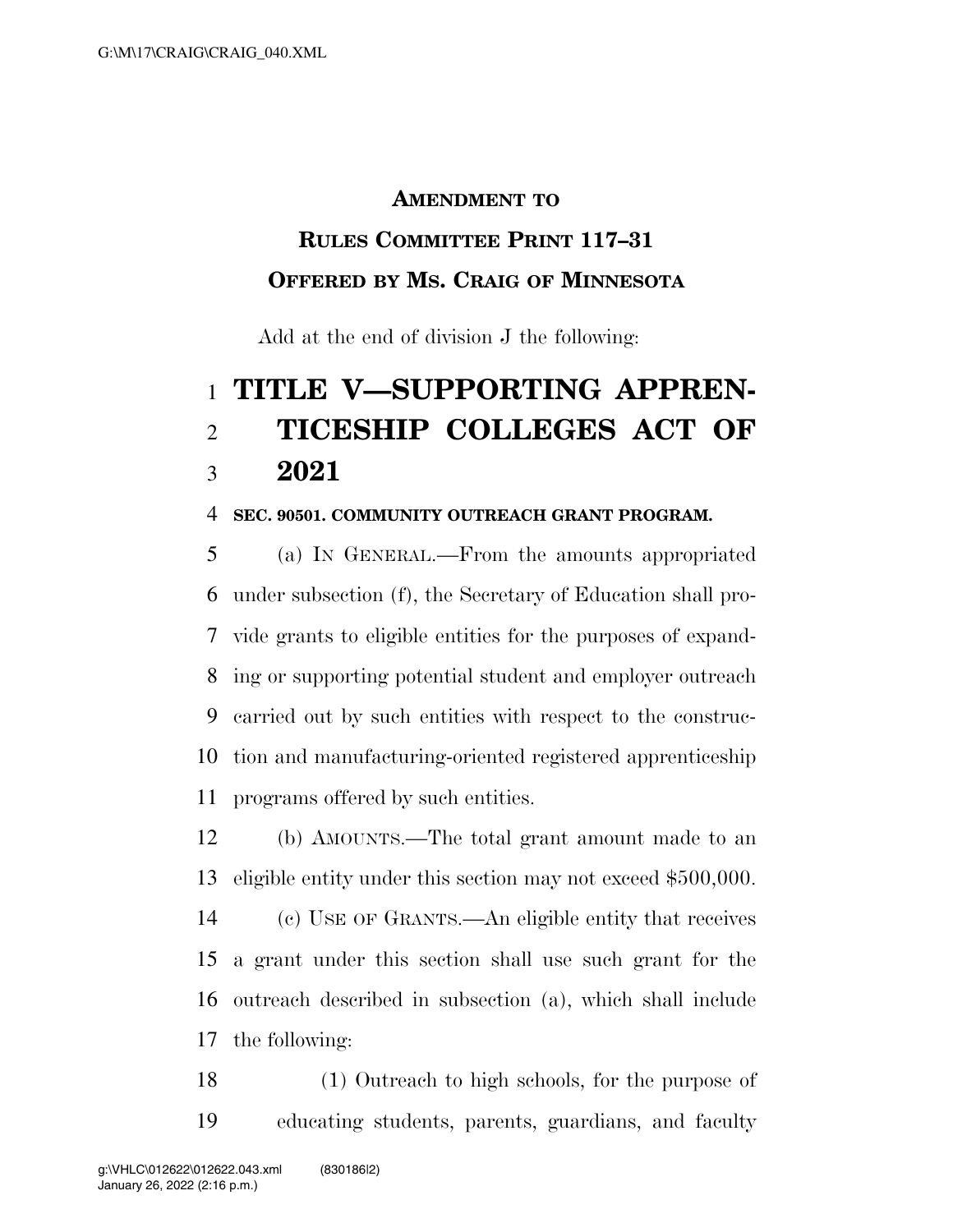**AMENDMENT TO**

**RULES COMMITTEE PRINT 117–31**

**OFFERED BY MS. CRAIG OF MINNESOTA**

Add at the end of division J the following:

# TITLE V—SUPPORTING APPRENTICESHIP COLLEGES ACT OF 2021

**SEC. 90501. COMMUNITY OUTREACH GRANT PROGRAM.**

(a) IN GENERAL.—From the amounts appropriated under subsection (f), the Secretary of Education shall provide grants to eligible entities for the purposes of expanding or supporting potential student and employer outreach carried out by such entities with respect to the construction and manufacturing-oriented registered apprenticeship programs offered by such entities.

(b) AMOUNTS.—The total grant amount made to an eligible entity under this section may not exceed $500,000.

(c) USE OF GRANTS.—An eligible entity that receives a grant under this section shall use such grant for the outreach described in subsection (a), which shall include the following:

(1) Outreach to high schools, for the purpose of educating students, parents, guardians, and faculty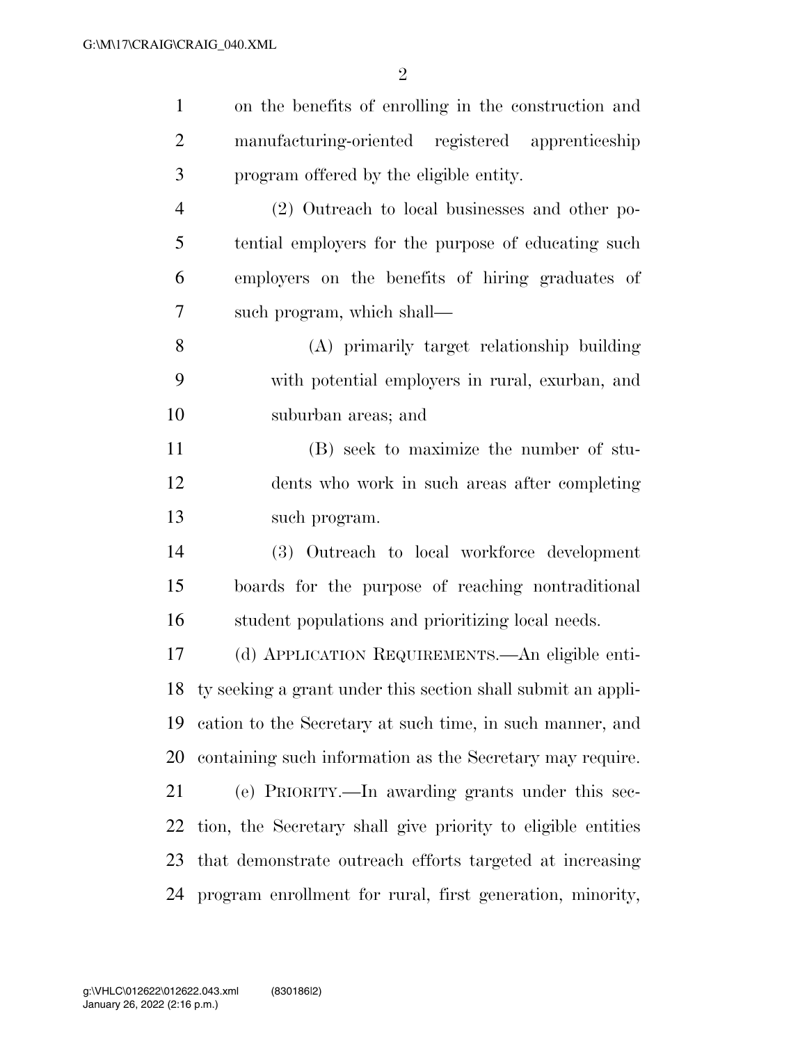on the benefits of enrolling in the construction and manufacturing-oriented registered apprenticeship program offered by the eligible entity.

(2) Outreach to local businesses and other potential employers for the purpose of educating such employers on the benefits of hiring graduates of such program, which shall—

(A) primarily target relationship building with potential employers in rural, exurban, and suburban areas; and

(B) seek to maximize the number of students who work in such areas after completing such program.

(3) Outreach to local workforce development boards for the purpose of reaching nontraditional student populations and prioritizing local needs.

(d) APPLICATION REQUIREMENTS.—An eligible entity seeking a grant under this section shall submit an application to the Secretary at such time, in such manner, and containing such information as the Secretary may require.

(e) PRIORITY.—In awarding grants under this section, the Secretary shall give priority to eligible entities that demonstrate outreach efforts targeted at increasing program enrollment for rural, first generation, minority,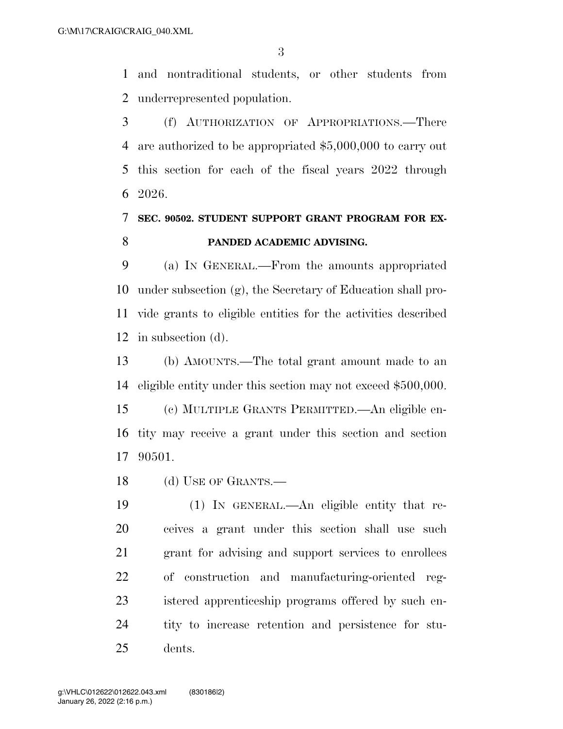and nontraditional students, or other students from underrepresented population.

(f) AUTHORIZATION OF APPROPRIATIONS.—There are authorized to be appropriated $5,000,000 to carry out this section for each of the fiscal years 2022 through 2026.

## SEC. 90502. STUDENT SUPPORT GRANT PROGRAM FOR EXPANDED ACADEMIC ADVISING.

(a) IN GENERAL.—From the amounts appropriated under subsection (g), the Secretary of Education shall provide grants to eligible entities for the activities described in subsection (d).

(b) AMOUNTS.—The total grant amount made to an eligible entity under this section may not exceed $500,000.

(c) MULTIPLE GRANTS PERMITTED.—An eligible entity may receive a grant under this section and section 90501.

(d) USE OF GRANTS.—

(1) IN GENERAL.—An eligible entity that receives a grant under this section shall use such grant for advising and support services to enrollees of construction and manufacturing-oriented registered apprenticeship programs offered by such entity to increase retention and persistence for students.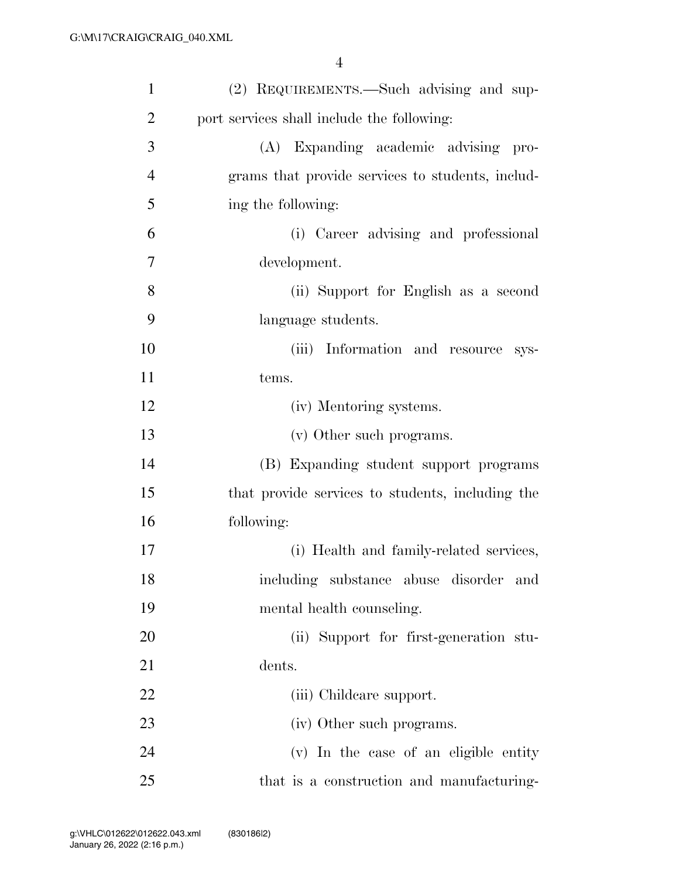(2) REQUIREMENTS.—Such advising and support services shall include the following:

(A) Expanding academic advising programs that provide services to students, including the following:

(i) Career advising and professional development.

(ii) Support for English as a second language students.

(iii) Information and resource systems.

(iv) Mentoring systems.

(v) Other such programs.

(B) Expanding student support programs that provide services to students, including the following:

(i) Health and family-related services, including substance abuse disorder and mental health counseling.

(ii) Support for first-generation students.

(iii) Childcare support.

(iv) Other such programs.

(v) In the case of an eligible entity that is a construction and manufacturing-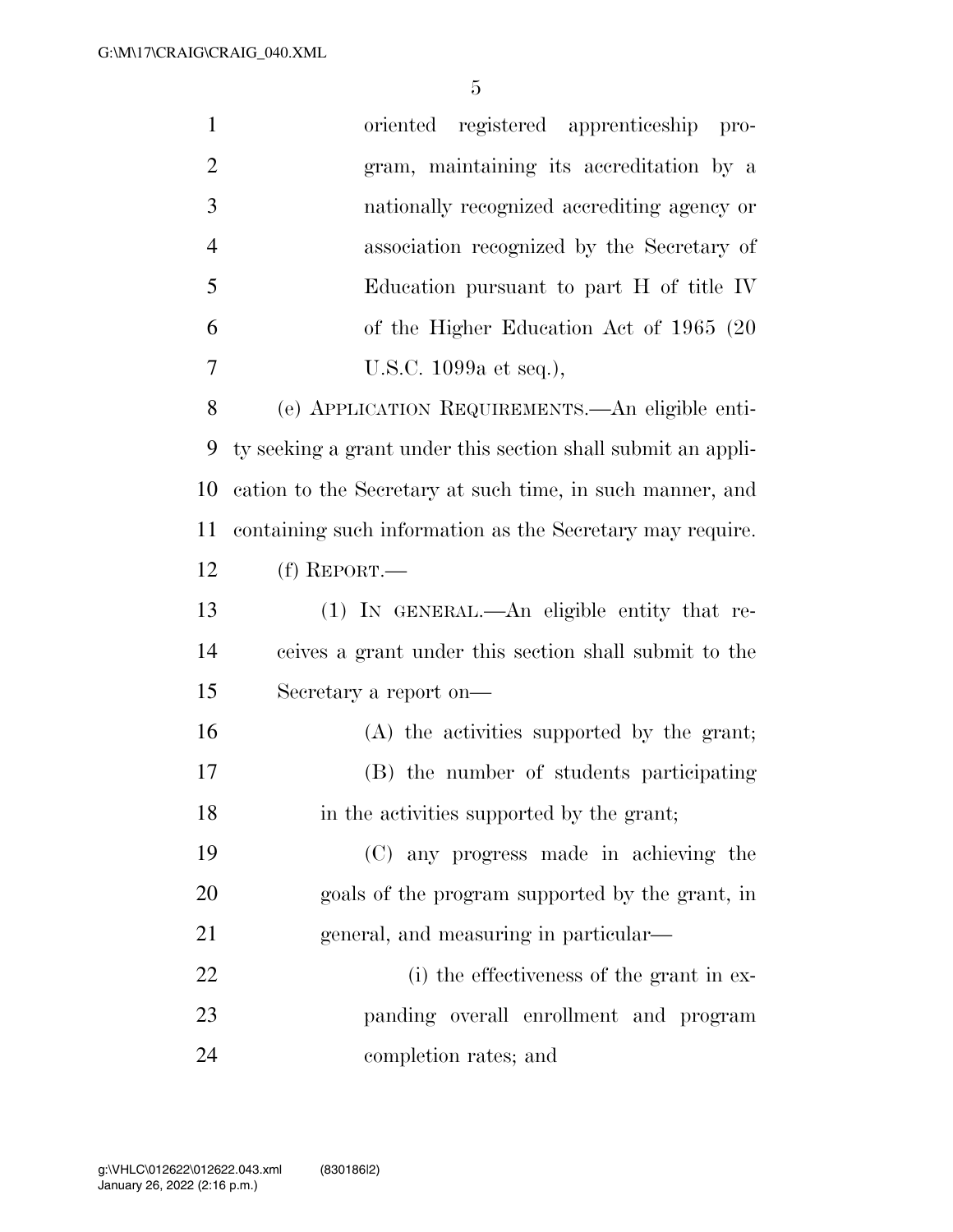oriented registered apprenticeship program, maintaining its accreditation by a nationally recognized accrediting agency or association recognized by the Secretary of Education pursuant to part H of title IV of the Higher Education Act of 1965 (20 U.S.C. 1099a et seq.),

(e) APPLICATION REQUIREMENTS.—An eligible entity seeking a grant under this section shall submit an application to the Secretary at such time, in such manner, and containing such information as the Secretary may require.

(f) REPORT.—

(1) IN GENERAL.—An eligible entity that receives a grant under this section shall submit to the Secretary a report on—

(A) the activities supported by the grant;

(B) the number of students participating in the activities supported by the grant;

(C) any progress made in achieving the goals of the program supported by the grant, in general, and measuring in particular—

(i) the effectiveness of the grant in expanding overall enrollment and program completion rates; and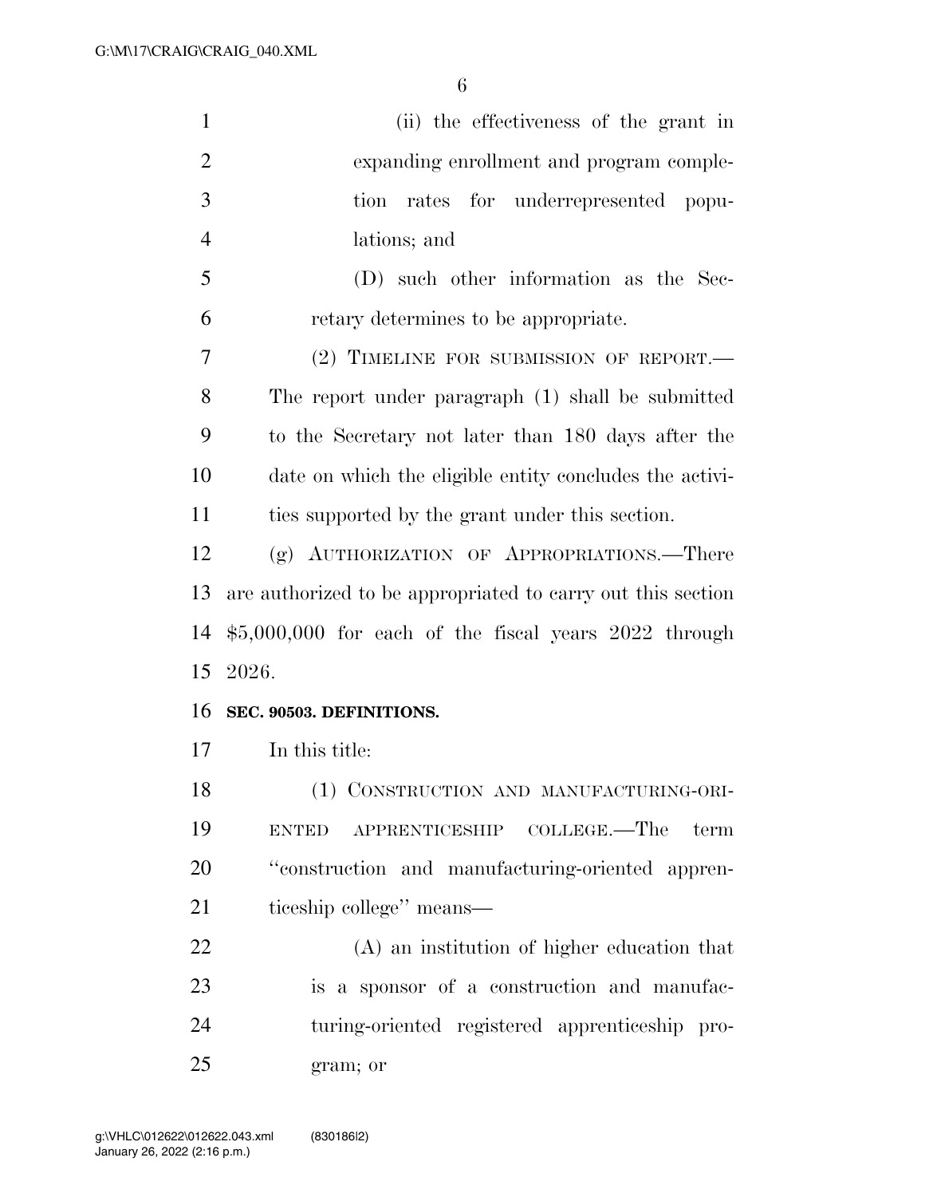(ii) the effectiveness of the grant in expanding enrollment and program completion rates for underrepresented populations; and

(D) such other information as the Secretary determines to be appropriate.

(2) TIMELINE FOR SUBMISSION OF REPORT.—The report under paragraph (1) shall be submitted to the Secretary not later than 180 days after the date on which the eligible entity concludes the activities supported by the grant under this section.

(g) AUTHORIZATION OF APPROPRIATIONS.—There are authorized to be appropriated to carry out this section $5,000,000 for each of the fiscal years 2022 through 2026.

**SEC. 90503. DEFINITIONS.**

In this title:

(1) CONSTRUCTION AND MANUFACTURING-ORIENTED APPRENTICESHIP COLLEGE.—The term ''construction and manufacturing-oriented apprenticeship college'' means—

(A) an institution of higher education that is a sponsor of a construction and manufacturing-oriented registered apprenticeship program; or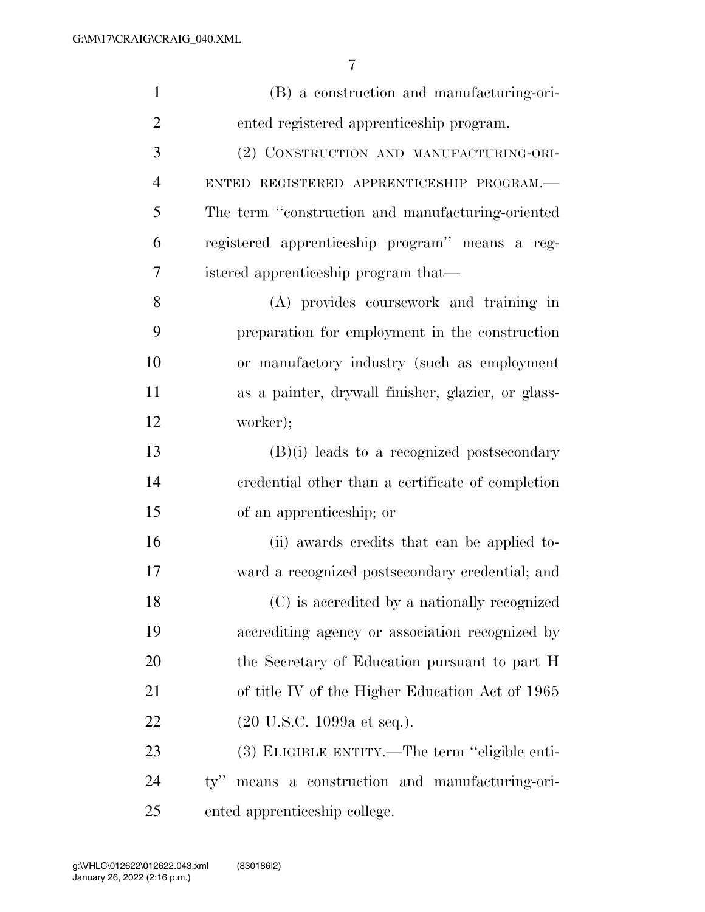(B) a construction and manufacturing-oriented registered apprenticeship program.

(2) CONSTRUCTION AND MANUFACTURING-ORIENTED REGISTERED APPRENTICESHIP PROGRAM.—The term "construction and manufacturing-oriented registered apprenticeship program" means a registered apprenticeship program that—

(A) provides coursework and training in preparation for employment in the construction or manufactory industry (such as employment as a painter, drywall finisher, glazier, or glassworker);

(B)(i) leads to a recognized postsecondary credential other than a certificate of completion of an apprenticeship; or

(ii) awards credits that can be applied toward a recognized postsecondary credential; and

(C) is accredited by a nationally recognized accrediting agency or association recognized by the Secretary of Education pursuant to part H of title IV of the Higher Education Act of 1965 (20 U.S.C. 1099a et seq.).

(3) ELIGIBLE ENTITY.—The term "eligible entity" means a construction and manufacturing-oriented apprenticeship college.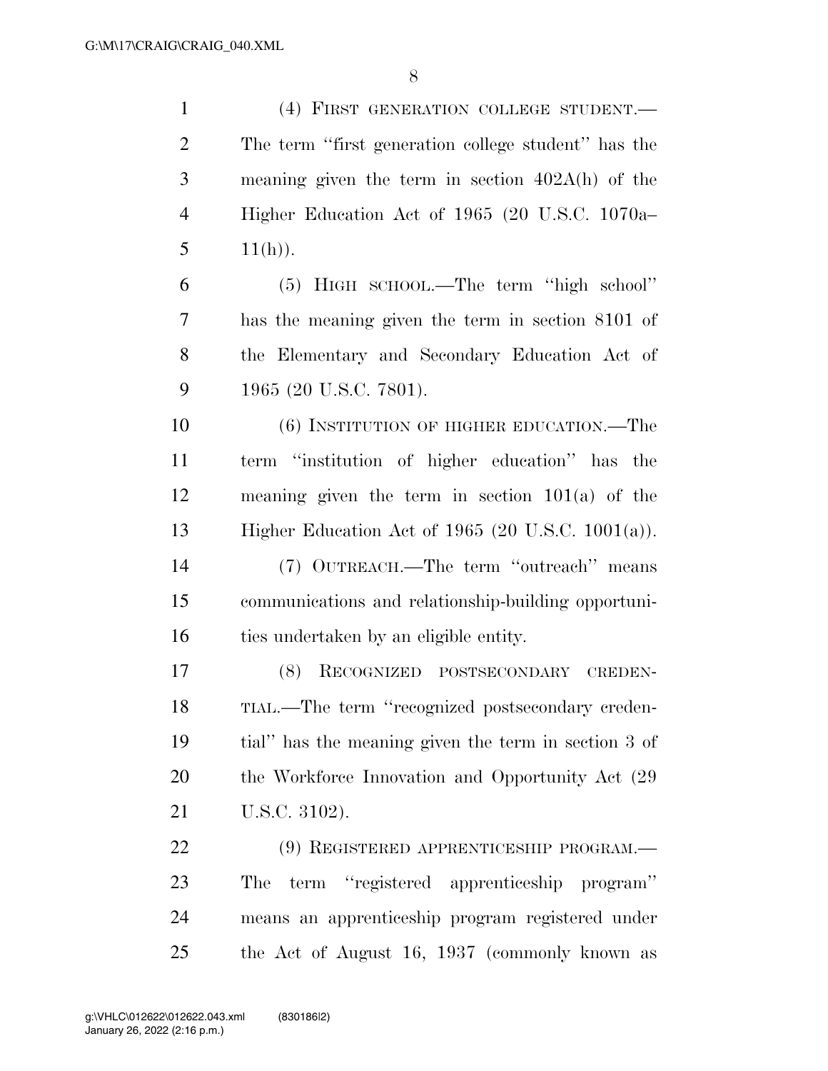(4) FIRST GENERATION COLLEGE STUDENT.—The term "first generation college student" has the meaning given the term in section 402A(h) of the Higher Education Act of 1965 (20 U.S.C. 1070a–11(h)).

(5) HIGH SCHOOL.—The term "high school" has the meaning given the term in section 8101 of the Elementary and Secondary Education Act of 1965 (20 U.S.C. 7801).

(6) INSTITUTION OF HIGHER EDUCATION.—The term "institution of higher education" has the meaning given the term in section 101(a) of the Higher Education Act of 1965 (20 U.S.C. 1001(a)).

(7) OUTREACH.—The term "outreach" means communications and relationship-building opportunities undertaken by an eligible entity.

(8) RECOGNIZED POSTSECONDARY CREDENTIAL.—The term "recognized postsecondary credential" has the meaning given the term in section 3 of the Workforce Innovation and Opportunity Act (29 U.S.C. 3102).

(9) REGISTERED APPRENTICESHIP PROGRAM.—The term "registered apprenticeship program" means an apprenticeship program registered under the Act of August 16, 1937 (commonly known as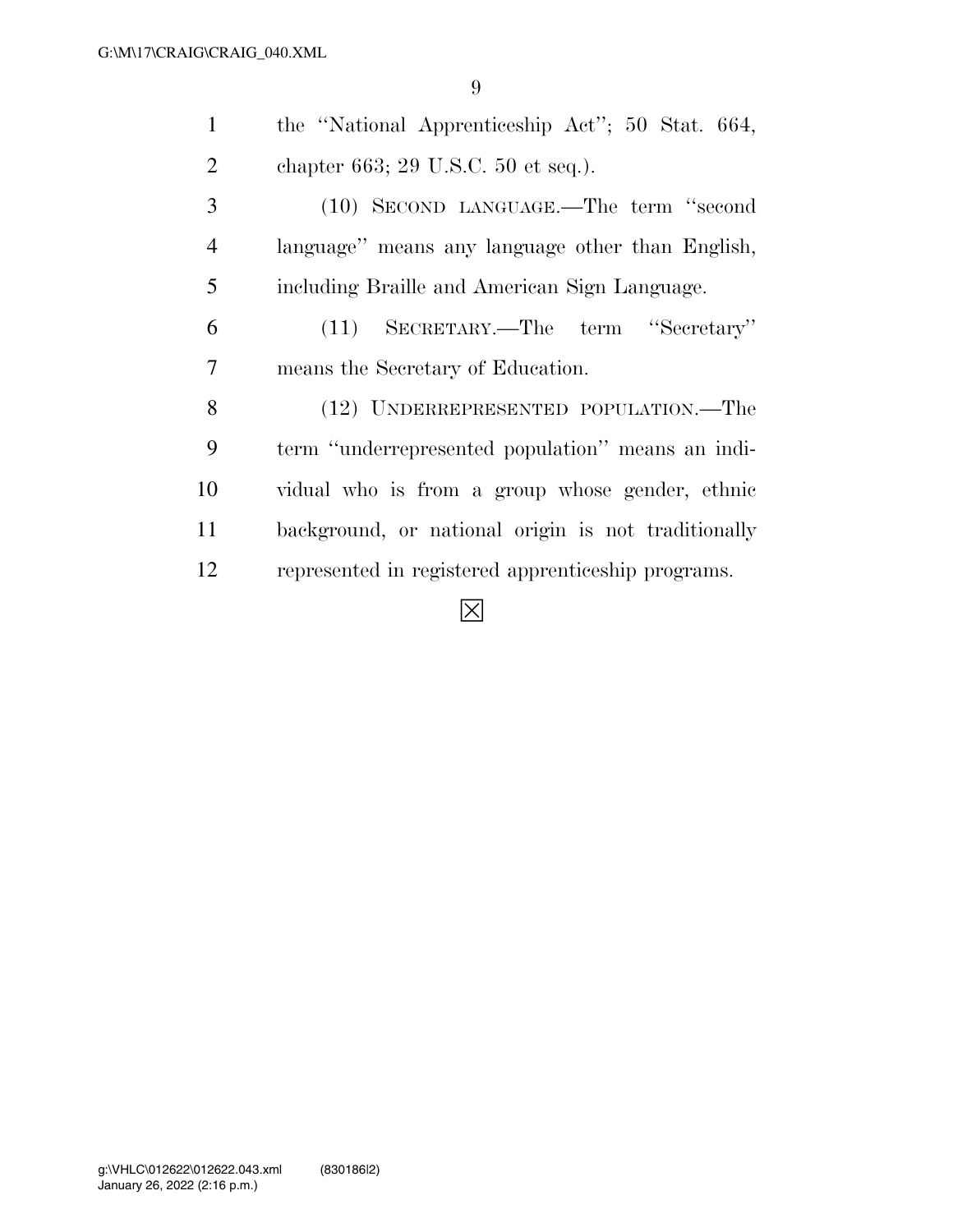the ''National Apprenticeship Act''; 50 Stat. 664, chapter 663; 29 U.S.C. 50 et seq.).

(10) SECOND LANGUAGE.—The term ''second language'' means any language other than English, including Braille and American Sign Language.

(11) SECRETARY.—The term ''Secretary'' means the Secretary of Education.

(12) UNDERREPRESENTED POPULATION.—The term ''underrepresented population'' means an individual who is from a group whose gender, ethnic background, or national origin is not traditionally represented in registered apprenticeship programs.